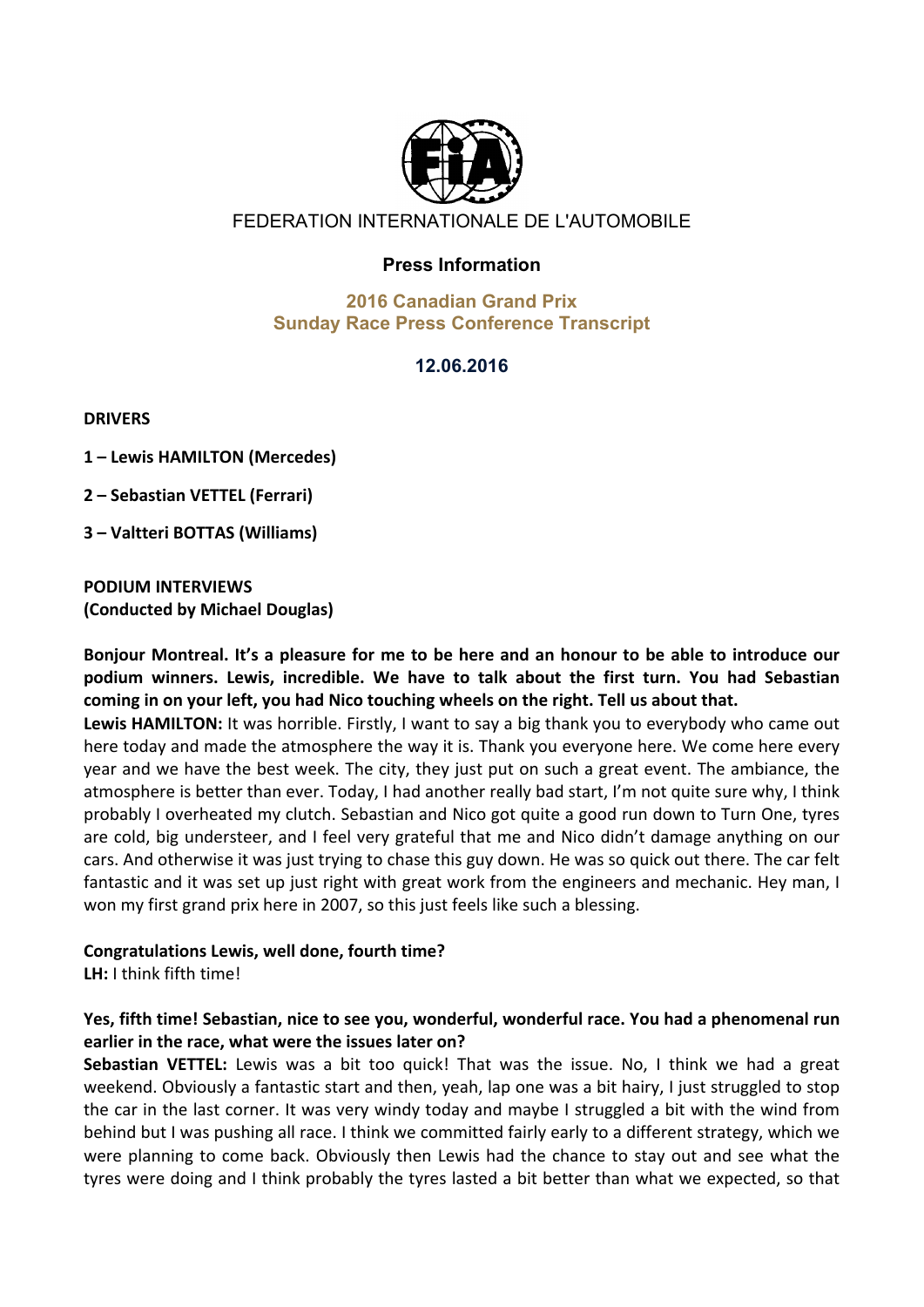FEDERATION INTERNATIONALE DE L'AUTOMOBILE

# Press Information

## 2016 Canadian Grand Prix
## Sunday Race Press Conference Transcript

### 12.06.2016

**DRIVERS**

**1 – Lewis HAMILTON (Mercedes)**

**2 – Sebastian VETTEL (Ferrari)**

**3 – Valtteri BOTTAS (Williams)**

**PODIUM INTERVIEWS**
**(Conducted by Michael Douglas)**

**Bonjour Montreal. It's a pleasure for me to be here and an honour to be able to introduce our podium winners. Lewis, incredible. We have to talk about the first turn. You had Sebastian coming in on your left, you had Nico touching wheels on the right. Tell us about that.**

**Lewis HAMILTON:** It was horrible. Firstly, I want to say a big thank you to everybody who came out here today and made the atmosphere the way it is. Thank you everyone here. We come here every year and we have the best week. The city, they just put on such a great event. The ambiance, the atmosphere is better than ever. Today, I had another really bad start, I'm not quite sure why, I think probably I overheated my clutch. Sebastian and Nico got quite a good run down to Turn One, tyres are cold, big understeer, and I feel very grateful that me and Nico didn't damage anything on our cars. And otherwise it was just trying to chase this guy down. He was so quick out there. The car felt fantastic and it was set up just right with great work from the engineers and mechanic. Hey man, I won my first grand prix here in 2007, so this just feels like such a blessing.

**Congratulations Lewis, well done, fourth time?**
**LH:** I think fifth time!

**Yes, fifth time! Sebastian, nice to see you, wonderful, wonderful race. You had a phenomenal run earlier in the race, what were the issues later on?**

**Sebastian VETTEL:** Lewis was a bit too quick! That was the issue. No, I think we had a great weekend. Obviously a fantastic start and then, yeah, lap one was a bit hairy, I just struggled to stop the car in the last corner. It was very windy today and maybe I struggled a bit with the wind from behind but I was pushing all race. I think we committed fairly early to a different strategy, which we were planning to come back. Obviously then Lewis had the chance to stay out and see what the tyres were doing and I think probably the tyres lasted a bit better than what we expected, so that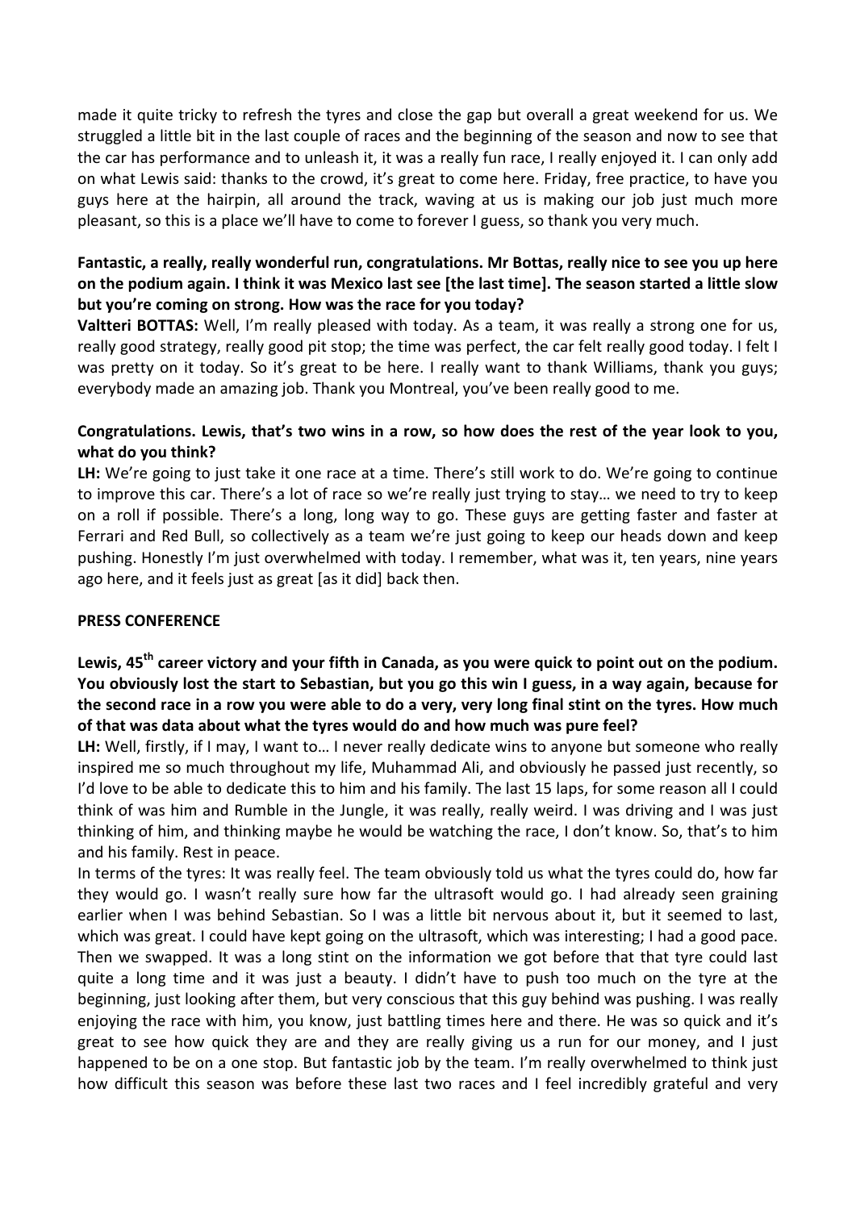made it quite tricky to refresh the tyres and close the gap but overall a great weekend for us. We struggled a little bit in the last couple of races and the beginning of the season and now to see that the car has performance and to unleash it, it was a really fun race, I really enjoyed it. I can only add on what Lewis said: thanks to the crowd, it's great to come here. Friday, free practice, to have you guys here at the hairpin, all around the track, waving at us is making our job just much more pleasant, so this is a place we'll have to come to forever I guess, so thank you very much.

**Fantastic, a really, really wonderful run, congratulations. Mr Bottas, really nice to see you up here on the podium again. I think it was Mexico last see [the last time]. The season started a little slow but you're coming on strong. How was the race for you today?**

**Valtteri BOTTAS:** Well, I'm really pleased with today. As a team, it was really a strong one for us, really good strategy, really good pit stop; the time was perfect, the car felt really good today. I felt I was pretty on it today. So it's great to be here. I really want to thank Williams, thank you guys; everybody made an amazing job. Thank you Montreal, you've been really good to me.

**Congratulations. Lewis, that's two wins in a row, so how does the rest of the year look to you, what do you think?**

**LH:** We're going to just take it one race at a time. There's still work to do. We're going to continue to improve this car. There's a lot of race so we're really just trying to stay… we need to try to keep on a roll if possible. There's a long, long way to go. These guys are getting faster and faster at Ferrari and Red Bull, so collectively as a team we're just going to keep our heads down and keep pushing. Honestly I'm just overwhelmed with today. I remember, what was it, ten years, nine years ago here, and it feels just as great [as it did] back then.

**PRESS CONFERENCE**

**Lewis, 45th career victory and your fifth in Canada, as you were quick to point out on the podium. You obviously lost the start to Sebastian, but you go this win I guess, in a way again, because for the second race in a row you were able to do a very, very long final stint on the tyres. How much of that was data about what the tyres would do and how much was pure feel?**

**LH:** Well, firstly, if I may, I want to… I never really dedicate wins to anyone but someone who really inspired me so much throughout my life, Muhammad Ali, and obviously he passed just recently, so I'd love to be able to dedicate this to him and his family. The last 15 laps, for some reason all I could think of was him and Rumble in the Jungle, it was really, really weird. I was driving and I was just thinking of him, and thinking maybe he would be watching the race, I don't know. So, that's to him and his family. Rest in peace.

In terms of the tyres: It was really feel. The team obviously told us what the tyres could do, how far they would go. I wasn't really sure how far the ultrasoft would go. I had already seen graining earlier when I was behind Sebastian. So I was a little bit nervous about it, but it seemed to last, which was great. I could have kept going on the ultrasoft, which was interesting; I had a good pace. Then we swapped. It was a long stint on the information we got before that that tyre could last quite a long time and it was just a beauty. I didn't have to push too much on the tyre at the beginning, just looking after them, but very conscious that this guy behind was pushing. I was really enjoying the race with him, you know, just battling times here and there. He was so quick and it's great to see how quick they are and they are really giving us a run for our money, and I just happened to be on a one stop. But fantastic job by the team. I'm really overwhelmed to think just how difficult this season was before these last two races and I feel incredibly grateful and very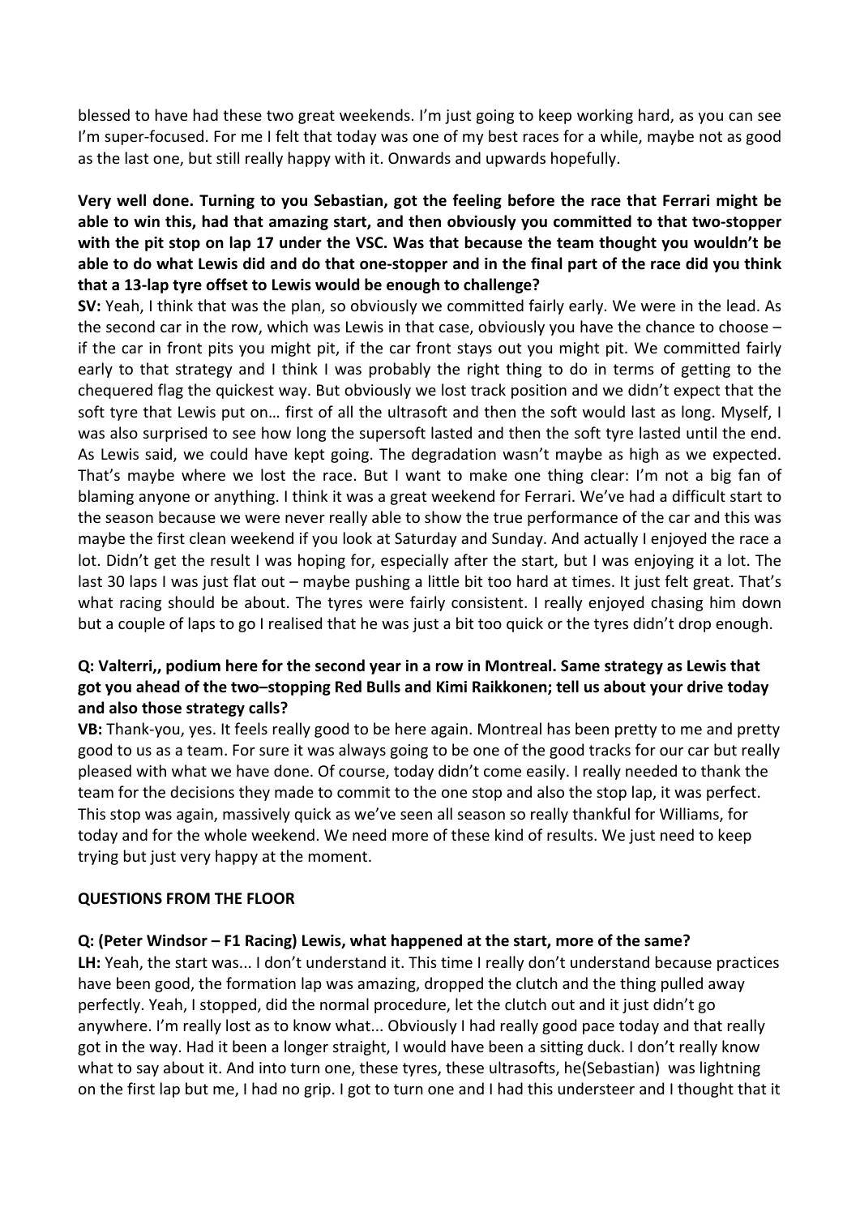blessed to have had these two great weekends. I'm just going to keep working hard, as you can see I'm super-focused. For me I felt that today was one of my best races for a while, maybe not as good as the last one, but still really happy with it. Onwards and upwards hopefully.

**Very well done. Turning to you Sebastian, got the feeling before the race that Ferrari might be able to win this, had that amazing start, and then obviously you committed to that two-stopper with the pit stop on lap 17 under the VSC. Was that because the team thought you wouldn't be able to do what Lewis did and do that one-stopper and in the final part of the race did you think that a 13-lap tyre offset to Lewis would be enough to challenge?**

**SV:** Yeah, I think that was the plan, so obviously we committed fairly early. We were in the lead. As the second car in the row, which was Lewis in that case, obviously you have the chance to choose – if the car in front pits you might pit, if the car front stays out you might pit. We committed fairly early to that strategy and I think I was probably the right thing to do in terms of getting to the chequered flag the quickest way. But obviously we lost track position and we didn't expect that the soft tyre that Lewis put on… first of all the ultrasoft and then the soft would last as long. Myself, I was also surprised to see how long the supersoft lasted and then the soft tyre lasted until the end. As Lewis said, we could have kept going. The degradation wasn't maybe as high as we expected. That's maybe where we lost the race. But I want to make one thing clear: I'm not a big fan of blaming anyone or anything. I think it was a great weekend for Ferrari. We've had a difficult start to the season because we were never really able to show the true performance of the car and this was maybe the first clean weekend if you look at Saturday and Sunday. And actually I enjoyed the race a lot. Didn't get the result I was hoping for, especially after the start, but I was enjoying it a lot. The last 30 laps I was just flat out – maybe pushing a little bit too hard at times. It just felt great. That's what racing should be about. The tyres were fairly consistent. I really enjoyed chasing him down but a couple of laps to go I realised that he was just a bit too quick or the tyres didn't drop enough.

**Q: Valterri,, podium here for the second year in a row in Montreal. Same strategy as Lewis that got you ahead of the two–stopping Red Bulls and Kimi Raikkonen; tell us about your drive today and also those strategy calls?**

**VB:** Thank-you, yes. It feels really good to be here again. Montreal has been pretty to me and pretty good to us as a team. For sure it was always going to be one of the good tracks for our car but really pleased with what we have done. Of course, today didn't come easily. I really needed to thank the team for the decisions they made to commit to the one stop and also the stop lap, it was perfect. This stop was again, massively quick as we've seen all season so really thankful for Williams, for today and for the whole weekend. We need more of these kind of results. We just need to keep trying but just very happy at the moment.

**QUESTIONS FROM THE FLOOR**

**Q: (Peter Windsor – F1 Racing) Lewis, what happened at the start, more of the same?**

**LH:** Yeah, the start was... I don't understand it. This time I really don't understand because practices have been good, the formation lap was amazing, dropped the clutch and the thing pulled away perfectly. Yeah, I stopped, did the normal procedure, let the clutch out and it just didn't go anywhere. I'm really lost as to know what... Obviously I had really good pace today and that really got in the way. Had it been a longer straight, I would have been a sitting duck. I don't really know what to say about it. And into turn one, these tyres, these ultrasofts, he(Sebastian) was lightning on the first lap but me, I had no grip. I got to turn one and I had this understeer and I thought that it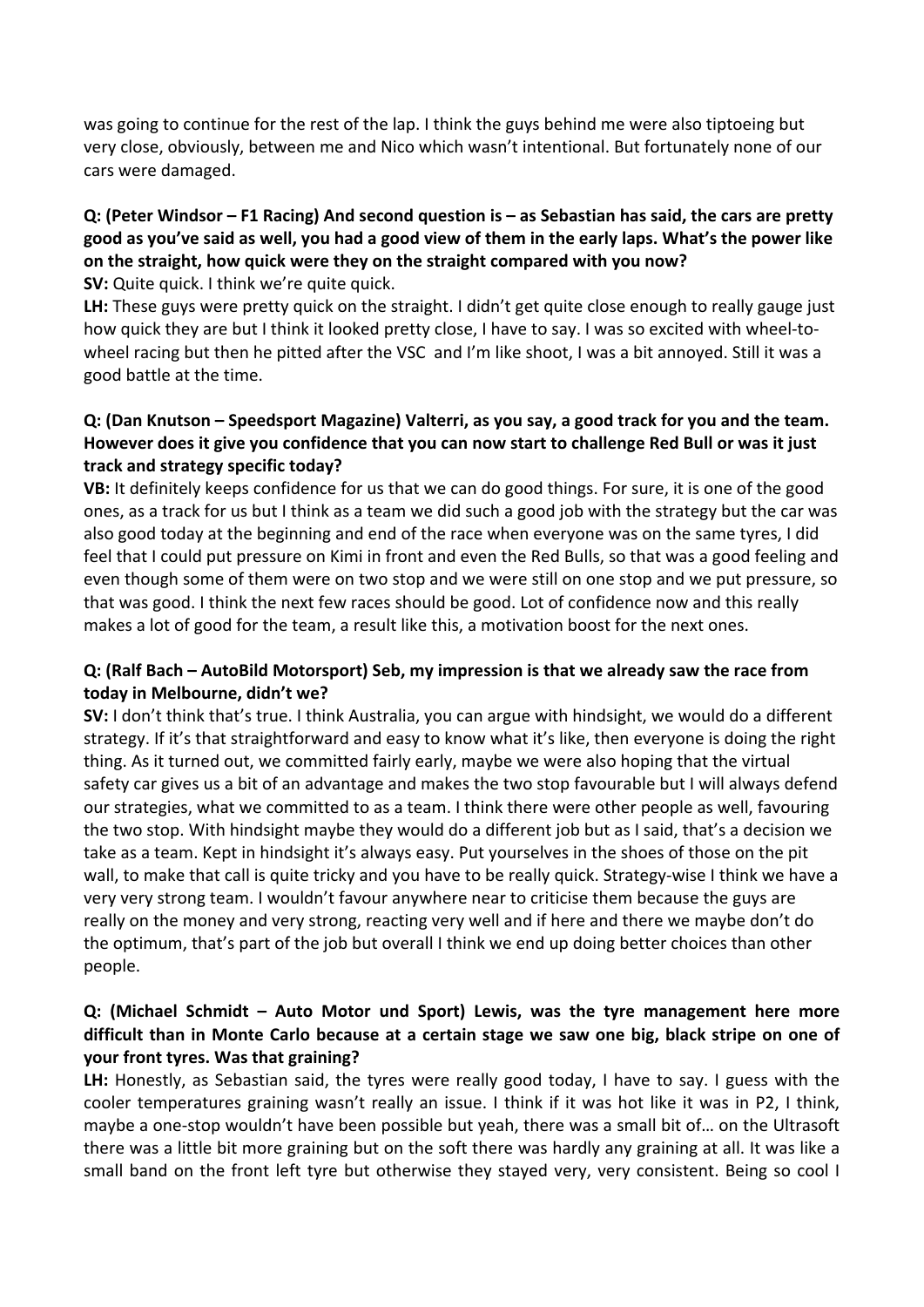was going to continue for the rest of the lap. I think the guys behind me were also tiptoeing but very close, obviously, between me and Nico which wasn't intentional. But fortunately none of our cars were damaged.

**Q: (Peter Windsor – F1 Racing) And second question is – as Sebastian has said, the cars are pretty good as you've said as well, you had a good view of them in the early laps. What's the power like on the straight, how quick were they on the straight compared with you now?**

**SV:** Quite quick. I think we're quite quick.

**LH:** These guys were pretty quick on the straight. I didn't get quite close enough to really gauge just how quick they are but I think it looked pretty close, I have to say. I was so excited with wheel-to-wheel racing but then he pitted after the VSC and I'm like shoot, I was a bit annoyed. Still it was a good battle at the time.

**Q: (Dan Knutson – Speedsport Magazine) Valterri, as you say, a good track for you and the team. However does it give you confidence that you can now start to challenge Red Bull or was it just track and strategy specific today?**

**VB:** It definitely keeps confidence for us that we can do good things. For sure, it is one of the good ones, as a track for us but I think as a team we did such a good job with the strategy but the car was also good today at the beginning and end of the race when everyone was on the same tyres, I did feel that I could put pressure on Kimi in front and even the Red Bulls, so that was a good feeling and even though some of them were on two stop and we were still on one stop and we put pressure, so that was good. I think the next few races should be good. Lot of confidence now and this really makes a lot of good for the team, a result like this, a motivation boost for the next ones.

**Q: (Ralf Bach – AutoBild Motorsport) Seb, my impression is that we already saw the race from today in Melbourne, didn't we?**

**SV:** I don't think that's true. I think Australia, you can argue with hindsight, we would do a different strategy. If it's that straightforward and easy to know what it's like, then everyone is doing the right thing. As it turned out, we committed fairly early, maybe we were also hoping that the virtual safety car gives us a bit of an advantage and makes the two stop favourable but I will always defend our strategies, what we committed to as a team. I think there were other people as well, favouring the two stop. With hindsight maybe they would do a different job but as I said, that's a decision we take as a team. Kept in hindsight it's always easy. Put yourselves in the shoes of those on the pit wall, to make that call is quite tricky and you have to be really quick. Strategy-wise I think we have a very very strong team. I wouldn't favour anywhere near to criticise them because the guys are really on the money and very strong, reacting very well and if here and there we maybe don't do the optimum, that's part of the job but overall I think we end up doing better choices than other people.

**Q: (Michael Schmidt – Auto Motor und Sport) Lewis, was the tyre management here more difficult than in Monte Carlo because at a certain stage we saw one big, black stripe on one of your front tyres. Was that graining?**

**LH:** Honestly, as Sebastian said, the tyres were really good today, I have to say. I guess with the cooler temperatures graining wasn't really an issue. I think if it was hot like it was in P2, I think, maybe a one-stop wouldn't have been possible but yeah, there was a small bit of… on the Ultrasoft there was a little bit more graining but on the soft there was hardly any graining at all. It was like a small band on the front left tyre but otherwise they stayed very, very consistent. Being so cool I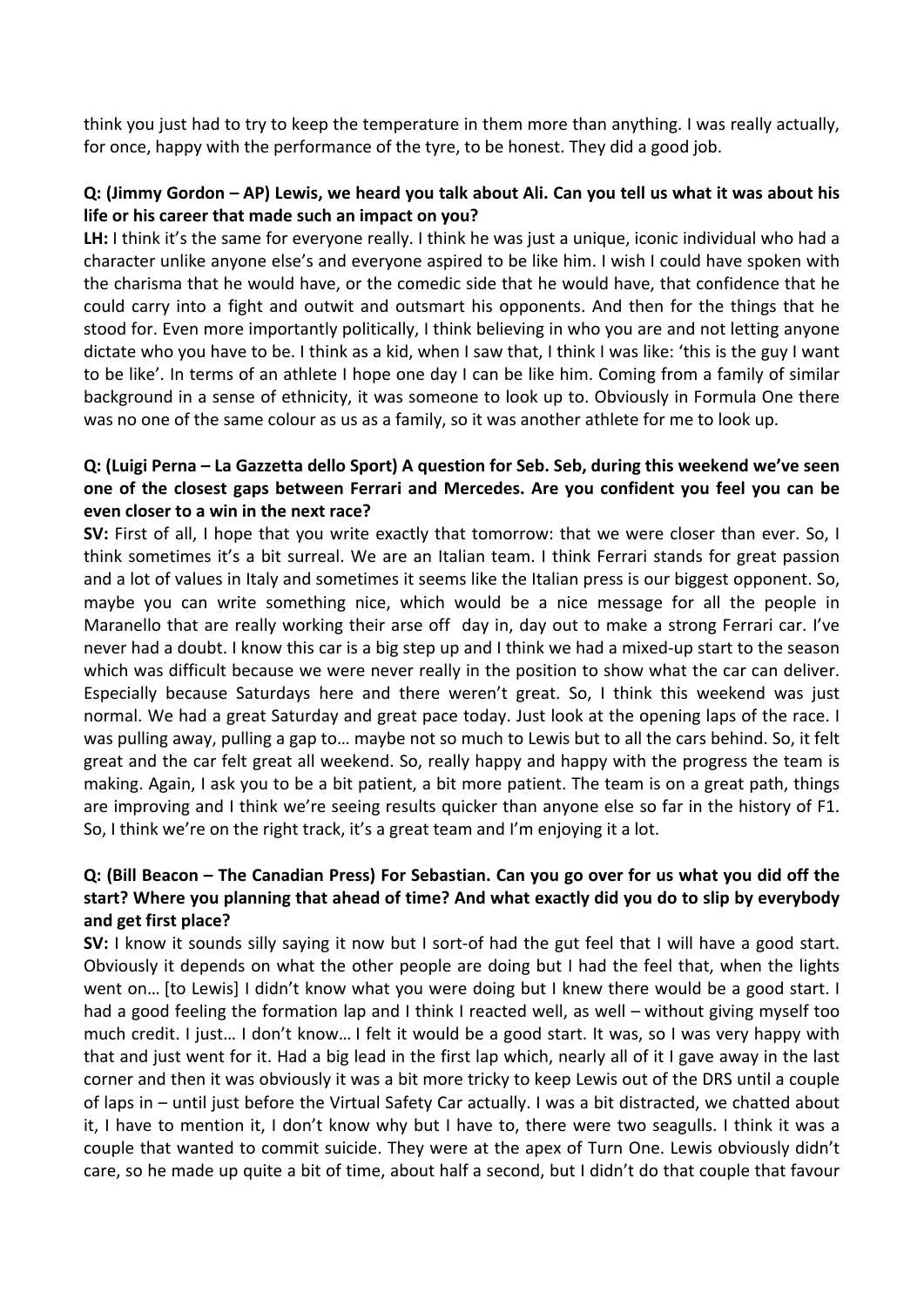think you just had to try to keep the temperature in them more than anything. I was really actually, for once, happy with the performance of the tyre, to be honest. They did a good job.

**Q: (Jimmy Gordon – AP) Lewis, we heard you talk about Ali. Can you tell us what it was about his life or his career that made such an impact on you?**

**LH:** I think it's the same for everyone really. I think he was just a unique, iconic individual who had a character unlike anyone else's and everyone aspired to be like him. I wish I could have spoken with the charisma that he would have, or the comedic side that he would have, that confidence that he could carry into a fight and outwit and outsmart his opponents. And then for the things that he stood for. Even more importantly politically, I think believing in who you are and not letting anyone dictate who you have to be. I think as a kid, when I saw that, I think I was like: 'this is the guy I want to be like'. In terms of an athlete I hope one day I can be like him. Coming from a family of similar background in a sense of ethnicity, it was someone to look up to. Obviously in Formula One there was no one of the same colour as us as a family, so it was another athlete for me to look up.

**Q: (Luigi Perna – La Gazzetta dello Sport) A question for Seb. Seb, during this weekend we've seen one of the closest gaps between Ferrari and Mercedes. Are you confident you feel you can be even closer to a win in the next race?**

**SV:** First of all, I hope that you write exactly that tomorrow: that we were closer than ever. So, I think sometimes it's a bit surreal. We are an Italian team. I think Ferrari stands for great passion and a lot of values in Italy and sometimes it seems like the Italian press is our biggest opponent. So, maybe you can write something nice, which would be a nice message for all the people in Maranello that are really working their arse off day in, day out to make a strong Ferrari car. I've never had a doubt. I know this car is a big step up and I think we had a mixed-up start to the season which was difficult because we were never really in the position to show what the car can deliver. Especially because Saturdays here and there weren't great. So, I think this weekend was just normal. We had a great Saturday and great pace today. Just look at the opening laps of the race. I was pulling away, pulling a gap to… maybe not so much to Lewis but to all the cars behind. So, it felt great and the car felt great all weekend. So, really happy and happy with the progress the team is making. Again, I ask you to be a bit patient, a bit more patient. The team is on a great path, things are improving and I think we're seeing results quicker than anyone else so far in the history of F1. So, I think we're on the right track, it's a great team and I'm enjoying it a lot.

**Q: (Bill Beacon – The Canadian Press) For Sebastian. Can you go over for us what you did off the start? Where you planning that ahead of time? And what exactly did you do to slip by everybody and get first place?**

**SV:** I know it sounds silly saying it now but I sort-of had the gut feel that I will have a good start. Obviously it depends on what the other people are doing but I had the feel that, when the lights went on… [to Lewis] I didn't know what you were doing but I knew there would be a good start. I had a good feeling the formation lap and I think I reacted well, as well – without giving myself too much credit. I just… I don't know… I felt it would be a good start. It was, so I was very happy with that and just went for it. Had a big lead in the first lap which, nearly all of it I gave away in the last corner and then it was obviously it was a bit more tricky to keep Lewis out of the DRS until a couple of laps in – until just before the Virtual Safety Car actually. I was a bit distracted, we chatted about it, I have to mention it, I don't know why but I have to, there were two seagulls. I think it was a couple that wanted to commit suicide. They were at the apex of Turn One. Lewis obviously didn't care, so he made up quite a bit of time, about half a second, but I didn't do that couple that favour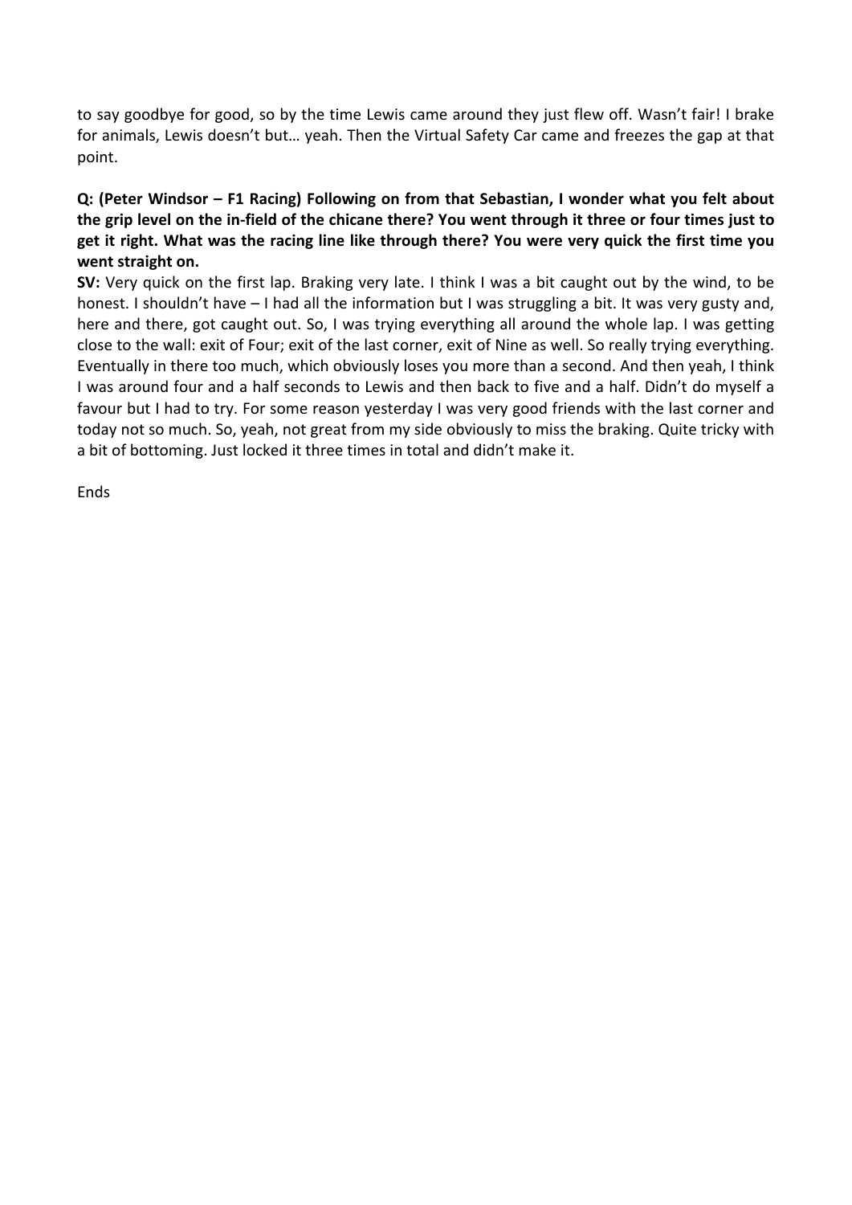to say goodbye for good, so by the time Lewis came around they just flew off. Wasn't fair! I brake for animals, Lewis doesn't but… yeah. Then the Virtual Safety Car came and freezes the gap at that point.

**Q: (Peter Windsor – F1 Racing) Following on from that Sebastian, I wonder what you felt about the grip level on the in-field of the chicane there? You went through it three or four times just to get it right. What was the racing line like through there? You were very quick the first time you went straight on.**

**SV:** Very quick on the first lap. Braking very late. I think I was a bit caught out by the wind, to be honest. I shouldn't have – I had all the information but I was struggling a bit. It was very gusty and, here and there, got caught out. So, I was trying everything all around the whole lap. I was getting close to the wall: exit of Four; exit of the last corner, exit of Nine as well. So really trying everything. Eventually in there too much, which obviously loses you more than a second. And then yeah, I think I was around four and a half seconds to Lewis and then back to five and a half. Didn't do myself a favour but I had to try. For some reason yesterday I was very good friends with the last corner and today not so much. So, yeah, not great from my side obviously to miss the braking. Quite tricky with a bit of bottoming. Just locked it three times in total and didn't make it.

Ends